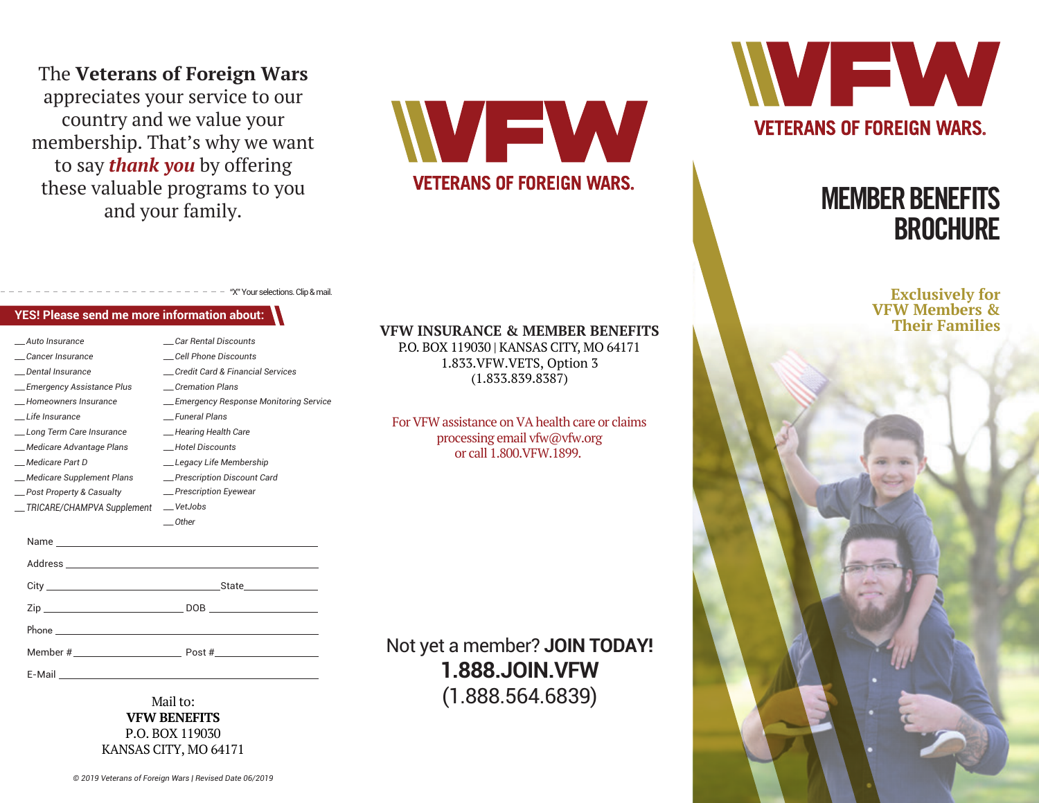The **Veterans of Foreign Wars** appreciates your service to our country and we value your membership. That's why we want to say ***thank you*** by offering these valuable programs to you and your family.

"X" Your selections. Clip & mail.

**YES! Please send me more information about:**

- __*Auto Insurance*
- __*Cancer Insurance*
- __*Dental Insurance*
- __*Emergency Assistance Plus*
- __*Homeowners Insurance*
- __*Life Insurance*
- __*Long Term Care Insurance*
- __*Medicare Advantage Plans*
- __*Medicare Part D*
- __*Medicare Supplement Plans*
- __*Post Property & Casualty*
- __*TRICARE/CHAMPVA Supplement*
- __*Car Rental Discounts*
- __*Cell Phone Discounts*
- __*Credit Card & Financial Services*
- __*Cremation Plans*
- __*Emergency Response Monitoring Service*
- __*Funeral Plans*
- __*Hearing Health Care*
- __*Hotel Discounts*
- __*Legacy Life Membership*
- __*Prescription Discount Card*
- __*Prescription Eyewear*
- __*VetJobs*
- __*Other*

Name ______________________________

Address ______________________________

City ____________________ State__________

Zip ____________________ DOB ____________

Phone ______________________________

Member # ______________ Post #______________

E-Mail ______________________________

Mail to:
**VFW BENEFITS**
P.O. BOX 119030
KANSAS CITY, MO 64171

*© 2019 Veterans of Foreign Wars | Revised Date 06/2019*

VFW
VETERANS OF FOREIGN WARS.

**VFW INSURANCE & MEMBER BENEFITS**
P.O. BOX 119030 | KANSAS CITY, MO 64171
1.833.VFW.VETS, Option 3
(1.833.839.8387)

For VFW assistance on VA health care or claims processing email vfw@vfw.org or call 1.800.VFW.1899.

Not yet a member? **JOIN TODAY!**
**1.888.JOIN.VFW**
(1.888.564.6839)

VFW
VETERANS OF FOREIGN WARS.

# MEMBER BENEFITS BROCHURE

**Exclusively for VFW Members & Their Families**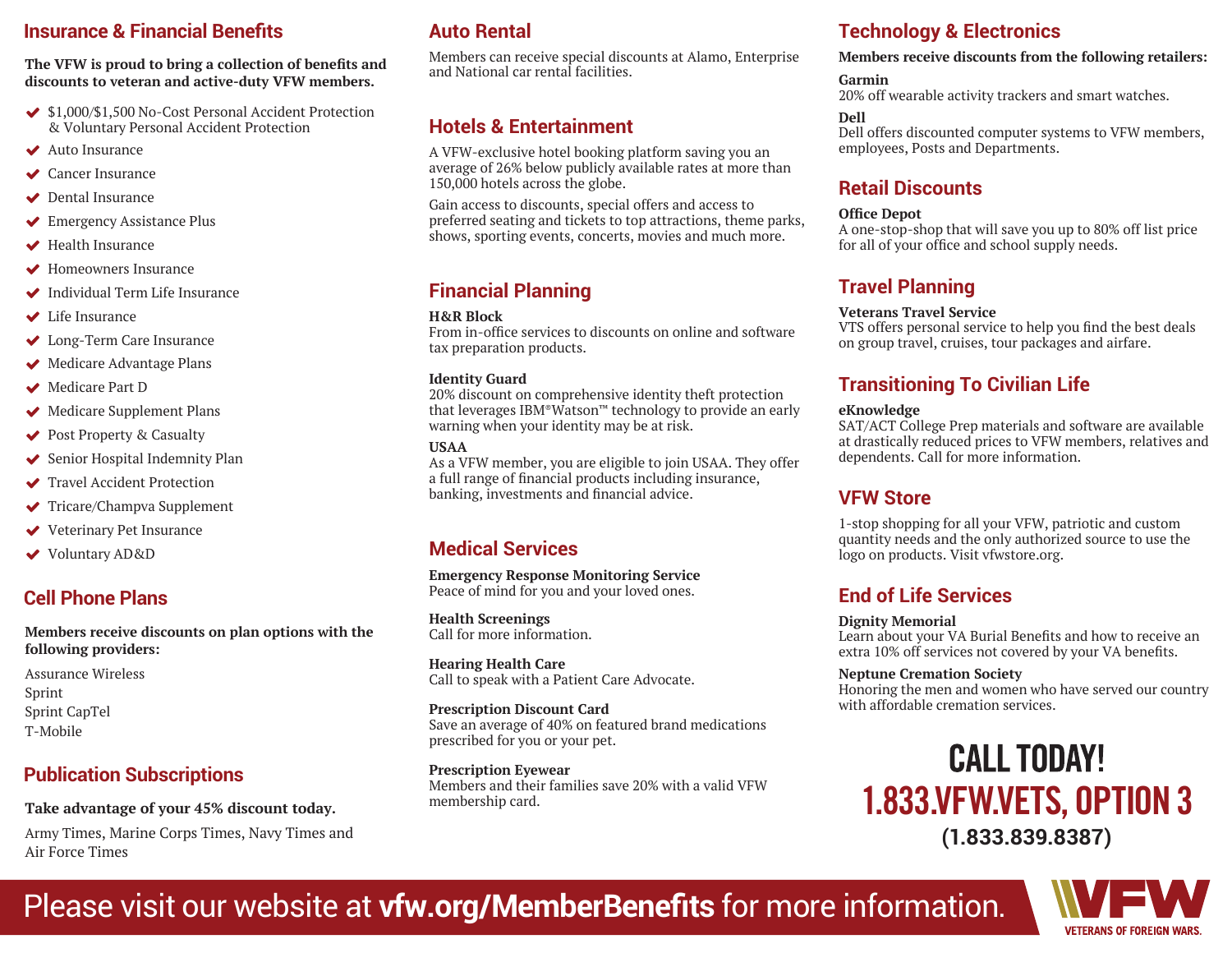## Insurance & Financial Benefits

**The VFW is proud to bring a collection of benefits and discounts to veteran and active-duty VFW members.**

- $1,000/$1,500 No-Cost Personal Accident Protection & Voluntary Personal Accident Protection
- Auto Insurance
- Cancer Insurance
- Dental Insurance
- Emergency Assistance Plus
- Health Insurance
- Homeowners Insurance
- Individual Term Life Insurance
- Life Insurance
- Long-Term Care Insurance
- Medicare Advantage Plans
- Medicare Part D
- Medicare Supplement Plans
- Post Property & Casualty
- Senior Hospital Indemnity Plan
- Travel Accident Protection
- Tricare/Champva Supplement
- Veterinary Pet Insurance
- Voluntary AD&D

## Cell Phone Plans

**Members receive discounts on plan options with the following providers:**

Assurance Wireless
Sprint
Sprint CapTel
T-Mobile

## Publication Subscriptions

**Take advantage of your 45% discount today.**

Army Times, Marine Corps Times, Navy Times and Air Force Times

## Auto Rental

Members can receive special discounts at Alamo, Enterprise and National car rental facilities.

## Hotels & Entertainment

A VFW-exclusive hotel booking platform saving you an average of 26% below publicly available rates at more than 150,000 hotels across the globe.

Gain access to discounts, special offers and access to preferred seating and tickets to top attractions, theme parks, shows, sporting events, concerts, movies and much more.

## Financial Planning

**H&R Block**
From in-office services to discounts on online and software tax preparation products.

**Identity Guard**
20% discount on comprehensive identity theft protection that leverages IBM®Watson™ technology to provide an early warning when your identity may be at risk.

**USAA**
As a VFW member, you are eligible to join USAA. They offer a full range of financial products including insurance, banking, investments and financial advice.

## Medical Services

**Emergency Response Monitoring Service**
Peace of mind for you and your loved ones.

**Health Screenings**
Call for more information.

**Hearing Health Care**
Call to speak with a Patient Care Advocate.

**Prescription Discount Card**
Save an average of 40% on featured brand medications prescribed for you or your pet.

**Prescription Eyewear**
Members and their families save 20% with a valid VFW membership card.

## Technology & Electronics

**Members receive discounts from the following retailers:**

**Garmin**
20% off wearable activity trackers and smart watches.

**Dell**
Dell offers discounted computer systems to VFW members, employees, Posts and Departments.

## Retail Discounts

**Office Depot**
A one-stop-shop that will save you up to 80% off list price for all of your office and school supply needs.

## Travel Planning

**Veterans Travel Service**
VTS offers personal service to help you find the best deals on group travel, cruises, tour packages and airfare.

## Transitioning To Civilian Life

**eKnowledge**
SAT/ACT College Prep materials and software are available at drastically reduced prices to VFW members, relatives and dependents. Call for more information.

## VFW Store

1-stop shopping for all your VFW, patriotic and custom quantity needs and the only authorized source to use the logo on products. Visit vfwstore.org.

## End of Life Services

**Dignity Memorial**
Learn about your VA Burial Benefits and how to receive an extra 10% off services not covered by your VA benefits.

**Neptune Cremation Society**
Honoring the men and women who have served our country with affordable cremation services.

# CALL TODAY!
# 1.833.VFW.VETS, OPTION 3
**(1.833.839.8387)**

Please visit our website at **vfw.org/MemberBenefits** for more information.

VFW — VETERANS OF FOREIGN WARS.